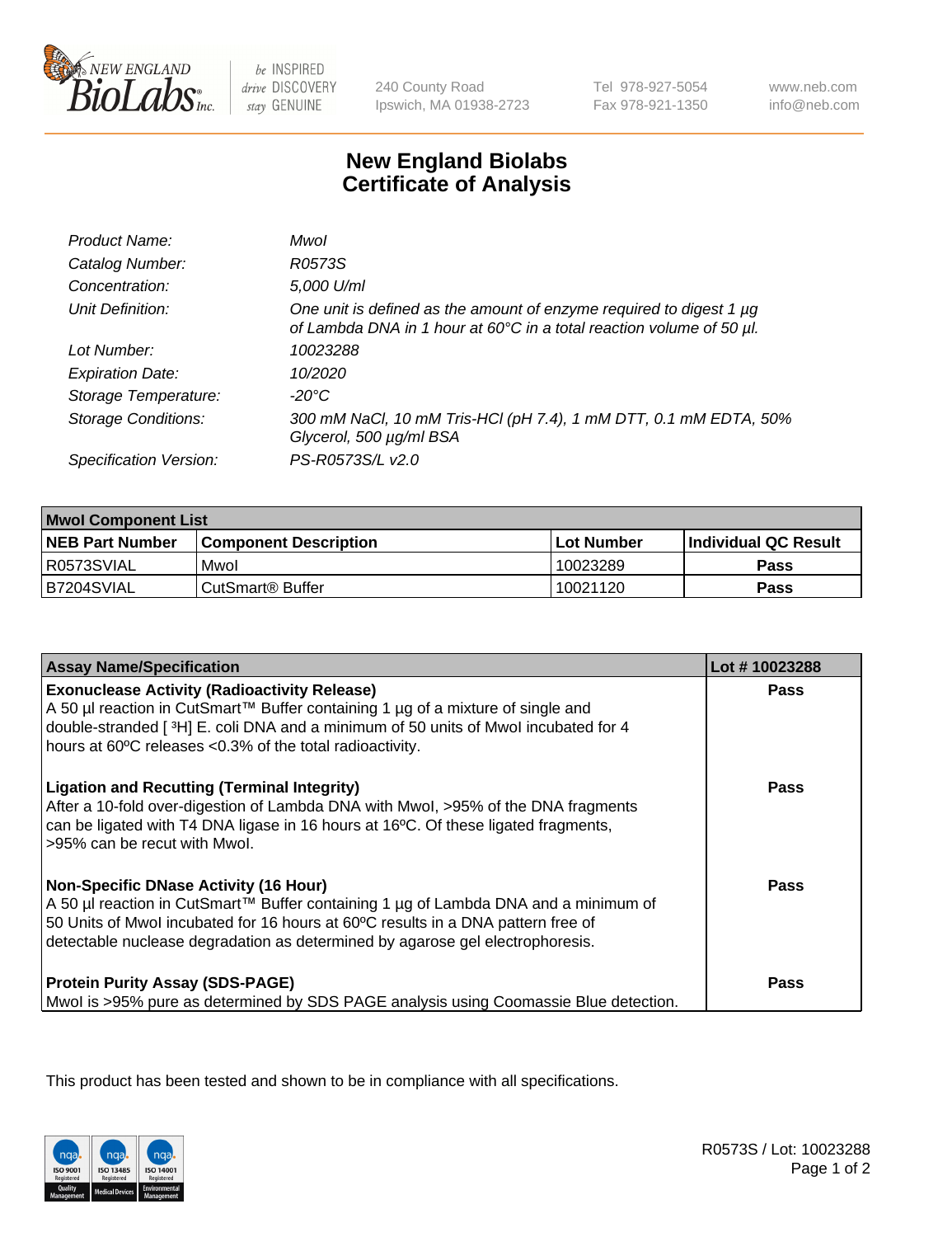New England BioLabs Inc. — be INSPIRED drive DISCOVERY stay GENUINE

240 County Road
Ipswich, MA 01938-2723

Tel 978-927-5054
Fax 978-921-1350

www.neb.com
info@neb.com

# New England Biolabs
# Certificate of Analysis

| | |
|---|---|
| *Product Name:* | *MwoI* |
| *Catalog Number:* | *R0573S* |
| *Concentration:* | *5,000 U/ml* |
| *Unit Definition:* | *One unit is defined as the amount of enzyme required to digest 1 µg of Lambda DNA in 1 hour at 60°C in a total reaction volume of 50 µl.* |
| *Lot Number:* | *10023288* |
| *Expiration Date:* | *10/2020* |
| *Storage Temperature:* | *-20°C* |
| *Storage Conditions:* | *300 mM NaCl, 10 mM Tris-HCl (pH 7.4), 1 mM DTT, 0.1 mM EDTA, 50% Glycerol, 500 µg/ml BSA* |
| *Specification Version:* | *PS-R0573S/L v2.0* |

| MwoI Component List | | | |
|---|---|---|---|
| **NEB Part Number** | **Component Description** | **Lot Number** | **Individual QC Result** |
| R0573SVIAL | MwoI | 10023289 | **Pass** |
| B7204SVIAL | CutSmart® Buffer | 10021120 | **Pass** |

| Assay Name/Specification | Lot # 10023288 |
|---|---|
| **Exonuclease Activity (Radioactivity Release)**<br>A 50 µl reaction in CutSmart™ Buffer containing 1 µg of a mixture of single and double-stranded [ $^3$H] E. coli DNA and a minimum of 50 units of MwoI incubated for 4 hours at 60ºC releases <0.3% of the total radioactivity. | **Pass** |
| **Ligation and Recutting (Terminal Integrity)**<br>After a 10-fold over-digestion of Lambda DNA with MwoI, >95% of the DNA fragments can be ligated with T4 DNA ligase in 16 hours at 16ºC. Of these ligated fragments, >95% can be recut with MwoI. | **Pass** |
| **Non-Specific DNase Activity (16 Hour)**<br>A 50 µl reaction in CutSmart™ Buffer containing 1 µg of Lambda DNA and a minimum of 50 Units of MwoI incubated for 16 hours at 60ºC results in a DNA pattern free of detectable nuclease degradation as determined by agarose gel electrophoresis. | **Pass** |
| **Protein Purity Assay (SDS-PAGE)**<br>MwoI is >95% pure as determined by SDS PAGE analysis using Coomassie Blue detection. | **Pass** |

This product has been tested and shown to be in compliance with all specifications.

R0573S / Lot: 10023288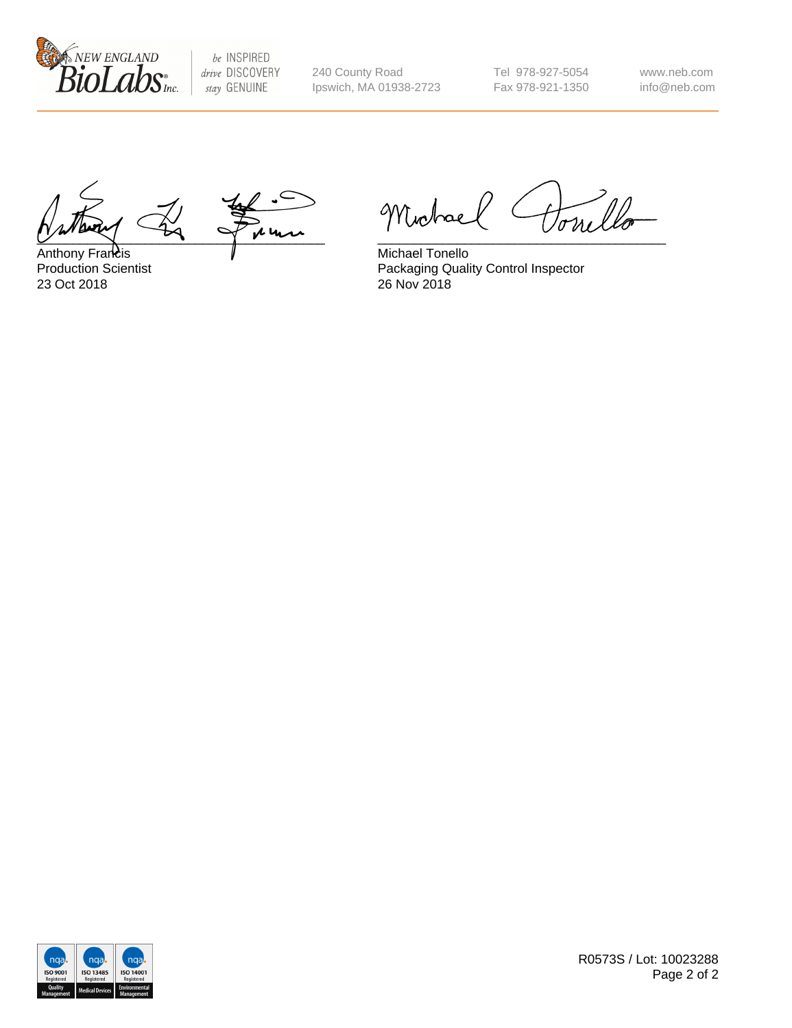NEW ENGLAND BioLabs Inc.

be INSPIRED drive DISCOVERY stay GENUINE

240 County Road
Ipswich, MA 01938-2723

Tel 978-927-5054
Fax 978-921-1350

www.neb.com
info@neb.com

Anthony Francis
Production Scientist
23 Oct 2018

Michael Tonello
Packaging Quality Control Inspector
26 Nov 2018

R0573S / Lot: 10023288